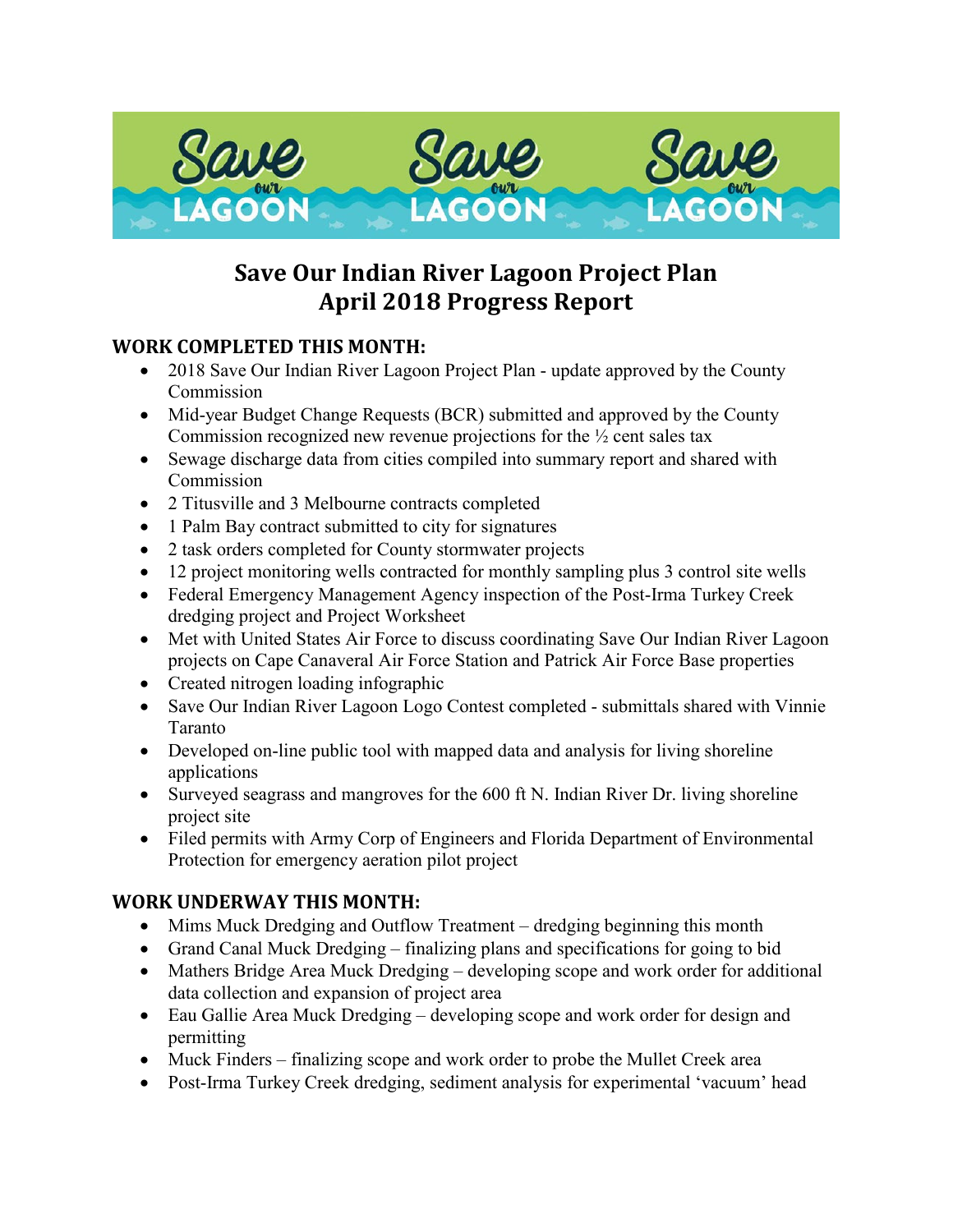# Save Our Indian River Lagoon Project Plan
# April 2018 Progress Report

## WORK COMPLETED THIS MONTH:

- 2018 Save Our Indian River Lagoon Project Plan - update approved by the County Commission
- Mid-year Budget Change Requests (BCR) submitted and approved by the County Commission recognized new revenue projections for the ½ cent sales tax
- Sewage discharge data from cities compiled into summary report and shared with Commission
- 2 Titusville and 3 Melbourne contracts completed
- 1 Palm Bay contract submitted to city for signatures
- 2 task orders completed for County stormwater projects
- 12 project monitoring wells contracted for monthly sampling plus 3 control site wells
- Federal Emergency Management Agency inspection of the Post-Irma Turkey Creek dredging project and Project Worksheet
- Met with United States Air Force to discuss coordinating Save Our Indian River Lagoon projects on Cape Canaveral Air Force Station and Patrick Air Force Base properties
- Created nitrogen loading infographic
- Save Our Indian River Lagoon Logo Contest completed - submittals shared with Vinnie Taranto
- Developed on-line public tool with mapped data and analysis for living shoreline applications
- Surveyed seagrass and mangroves for the 600 ft N. Indian River Dr. living shoreline project site
- Filed permits with Army Corp of Engineers and Florida Department of Environmental Protection for emergency aeration pilot project

## WORK UNDERWAY THIS MONTH:

- Mims Muck Dredging and Outflow Treatment – dredging beginning this month
- Grand Canal Muck Dredging – finalizing plans and specifications for going to bid
- Mathers Bridge Area Muck Dredging – developing scope and work order for additional data collection and expansion of project area
- Eau Gallie Area Muck Dredging – developing scope and work order for design and permitting
- Muck Finders – finalizing scope and work order to probe the Mullet Creek area
- Post-Irma Turkey Creek dredging, sediment analysis for experimental 'vacuum' head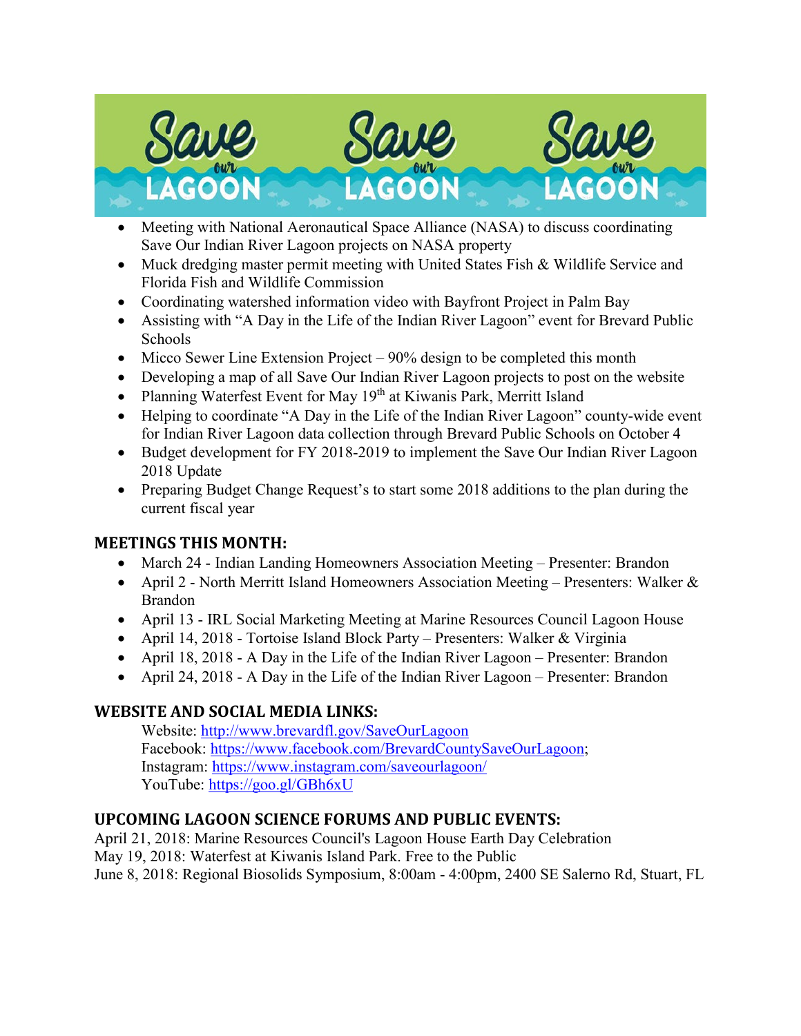- Meeting with National Aeronautical Space Alliance (NASA) to discuss coordinating Save Our Indian River Lagoon projects on NASA property
- Muck dredging master permit meeting with United States Fish & Wildlife Service and Florida Fish and Wildlife Commission
- Coordinating watershed information video with Bayfront Project in Palm Bay
- Assisting with "A Day in the Life of the Indian River Lagoon" event for Brevard Public Schools
- Micco Sewer Line Extension Project – 90% design to be completed this month
- Developing a map of all Save Our Indian River Lagoon projects to post on the website
- Planning Waterfest Event for May 19th at Kiwanis Park, Merritt Island
- Helping to coordinate "A Day in the Life of the Indian River Lagoon" county-wide event for Indian River Lagoon data collection through Brevard Public Schools on October 4
- Budget development for FY 2018-2019 to implement the Save Our Indian River Lagoon 2018 Update
- Preparing Budget Change Request's to start some 2018 additions to the plan during the current fiscal year

## MEETINGS THIS MONTH:

- March 24 - Indian Landing Homeowners Association Meeting – Presenter: Brandon
- April 2 - North Merritt Island Homeowners Association Meeting – Presenters: Walker & Brandon
- April 13 - IRL Social Marketing Meeting at Marine Resources Council Lagoon House
- April 14, 2018 - Tortoise Island Block Party – Presenters: Walker & Virginia
- April 18, 2018 - A Day in the Life of the Indian River Lagoon – Presenter: Brandon
- April 24, 2018 - A Day in the Life of the Indian River Lagoon – Presenter: Brandon

## WEBSITE AND SOCIAL MEDIA LINKS:

Website: http://www.brevardfl.gov/SaveOurLagoon
Facebook: https://www.facebook.com/BrevardCountySaveOurLagoon;
Instagram: https://www.instagram.com/saveourlagoon/
YouTube: https://goo.gl/GBh6xU

## UPCOMING LAGOON SCIENCE FORUMS AND PUBLIC EVENTS:

April 21, 2018: Marine Resources Council's Lagoon House Earth Day Celebration
May 19, 2018: Waterfest at Kiwanis Island Park. Free to the Public
June 8, 2018: Regional Biosolids Symposium, 8:00am - 4:00pm, 2400 SE Salerno Rd, Stuart, FL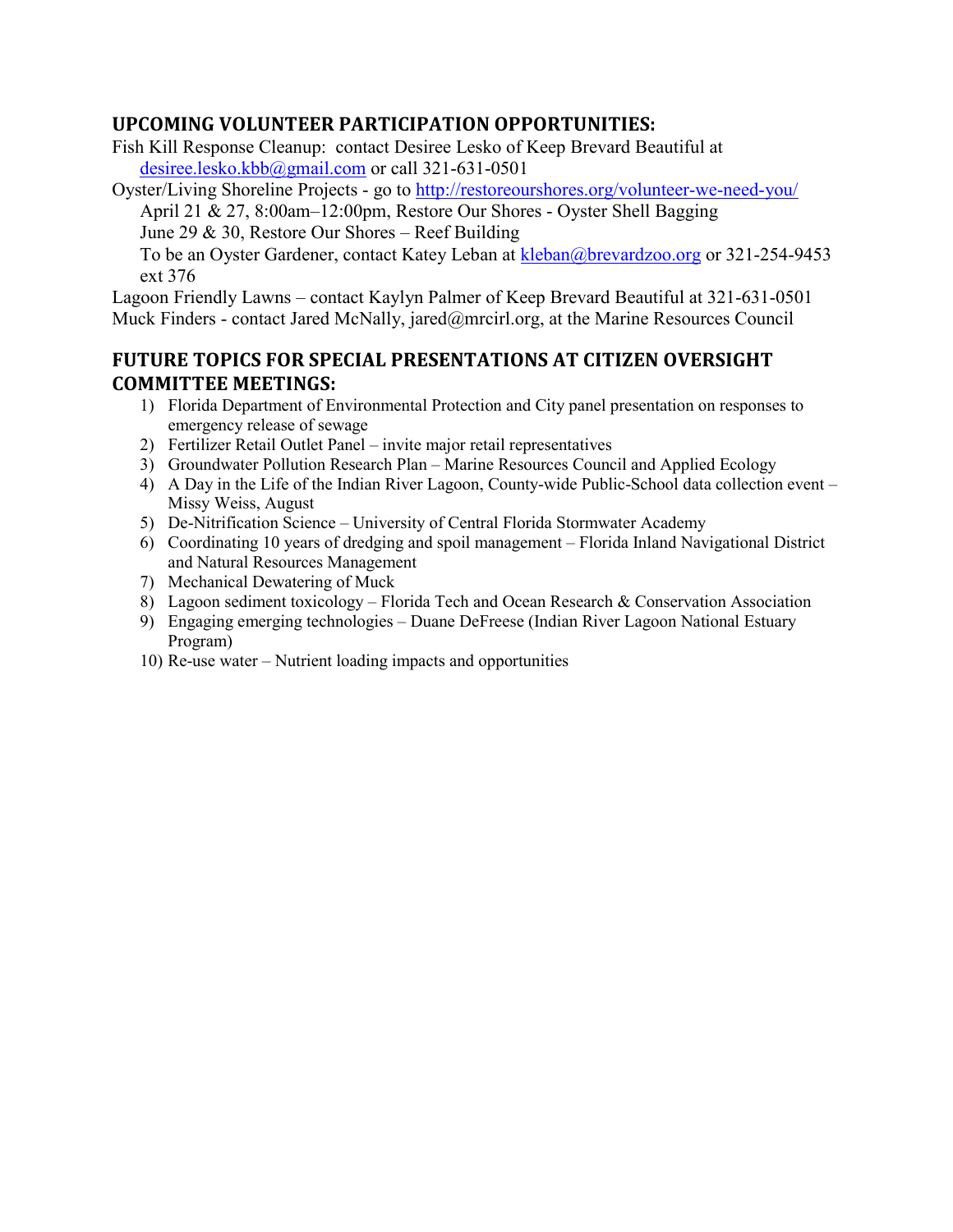## UPCOMING VOLUNTEER PARTICIPATION OPPORTUNITIES:

Fish Kill Response Cleanup: contact Desiree Lesko of Keep Brevard Beautiful at desiree.lesko.kbb@gmail.com or call 321-631-0501

Oyster/Living Shoreline Projects - go to http://restoreourshores.org/volunteer-we-need-you/

April 21 & 27, 8:00am–12:00pm, Restore Our Shores - Oyster Shell Bagging

June 29 & 30, Restore Our Shores – Reef Building

To be an Oyster Gardener, contact Katey Leban at kleban@brevardzoo.org or 321-254-9453 ext 376

Lagoon Friendly Lawns – contact Kaylyn Palmer of Keep Brevard Beautiful at 321-631-0501

Muck Finders - contact Jared McNally, jared@mrcirl.org, at the Marine Resources Council

## FUTURE TOPICS FOR SPECIAL PRESENTATIONS AT CITIZEN OVERSIGHT COMMITTEE MEETINGS:

1) Florida Department of Environmental Protection and City panel presentation on responses to emergency release of sewage
2) Fertilizer Retail Outlet Panel – invite major retail representatives
3) Groundwater Pollution Research Plan – Marine Resources Council and Applied Ecology
4) A Day in the Life of the Indian River Lagoon, County-wide Public-School data collection event – Missy Weiss, August
5) De-Nitrification Science – University of Central Florida Stormwater Academy
6) Coordinating 10 years of dredging and spoil management – Florida Inland Navigational District and Natural Resources Management
7) Mechanical Dewatering of Muck
8) Lagoon sediment toxicology – Florida Tech and Ocean Research & Conservation Association
9) Engaging emerging technologies – Duane DeFreese (Indian River Lagoon National Estuary Program)
10) Re-use water – Nutrient loading impacts and opportunities